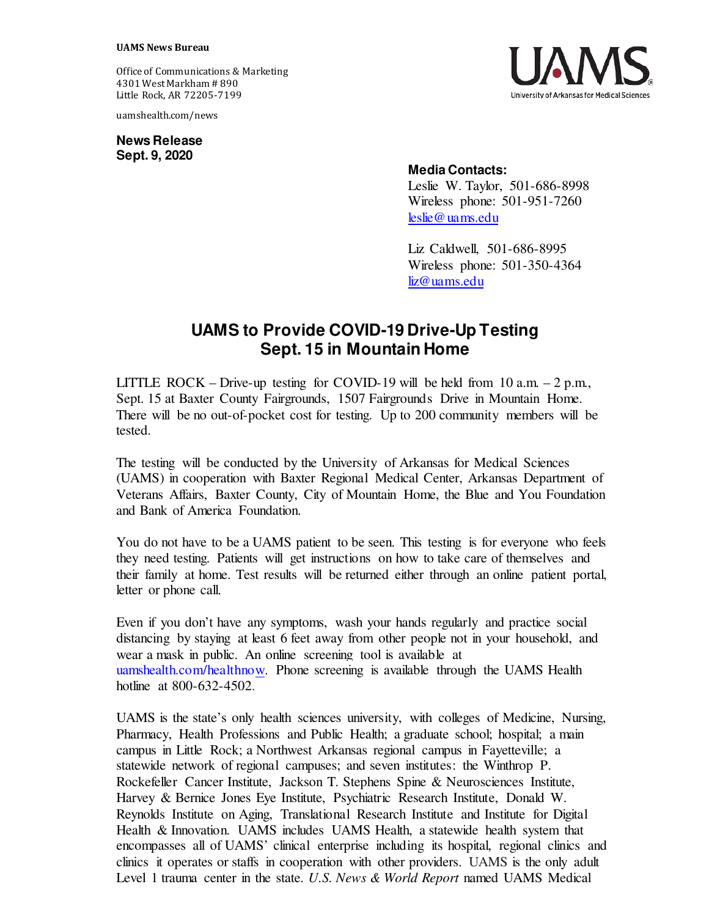**UAMS News Bureau**

Office of Communications & Marketing
4301 West Markham # 890
Little Rock, AR 72205-7199

uamshealth.com/news

UAMS
University of Arkansas for Medical Sciences

**News Release**
**Sept. 9, 2020**

**Media Contacts:**
Leslie W. Taylor, 501-686-8998
Wireless phone: 501-951-7260
leslie@uams.edu

Liz Caldwell, 501-686-8995
Wireless phone: 501-350-4364
liz@uams.edu

# UAMS to Provide COVID-19 Drive-Up Testing Sept. 15 in Mountain Home

LITTLE ROCK – Drive-up testing for COVID-19 will be held from 10 a.m. – 2 p.m., Sept. 15 at Baxter County Fairgrounds, 1507 Fairgrounds Drive in Mountain Home. There will be no out-of-pocket cost for testing. Up to 200 community members will be tested.

The testing will be conducted by the University of Arkansas for Medical Sciences (UAMS) in cooperation with Baxter Regional Medical Center, Arkansas Department of Veterans Affairs, Baxter County, City of Mountain Home, the Blue and You Foundation and Bank of America Foundation.

You do not have to be a UAMS patient to be seen. This testing is for everyone who feels they need testing. Patients will get instructions on how to take care of themselves and their family at home. Test results will be returned either through an online patient portal, letter or phone call.

Even if you don't have any symptoms, wash your hands regularly and practice social distancing by staying at least 6 feet away from other people not in your household, and wear a mask in public. An online screening tool is available at uamshealth.com/healthnow. Phone screening is available through the UAMS Health hotline at 800-632-4502.

UAMS is the state's only health sciences university, with colleges of Medicine, Nursing, Pharmacy, Health Professions and Public Health; a graduate school; hospital; a main campus in Little Rock; a Northwest Arkansas regional campus in Fayetteville; a statewide network of regional campuses; and seven institutes: the Winthrop P. Rockefeller Cancer Institute, Jackson T. Stephens Spine & Neurosciences Institute, Harvey & Bernice Jones Eye Institute, Psychiatric Research Institute, Donald W. Reynolds Institute on Aging, Translational Research Institute and Institute for Digital Health & Innovation. UAMS includes UAMS Health, a statewide health system that encompasses all of UAMS' clinical enterprise including its hospital, regional clinics and clinics it operates or staffs in cooperation with other providers. UAMS is the only adult Level 1 trauma center in the state. *U.S. News & World Report* named UAMS Medical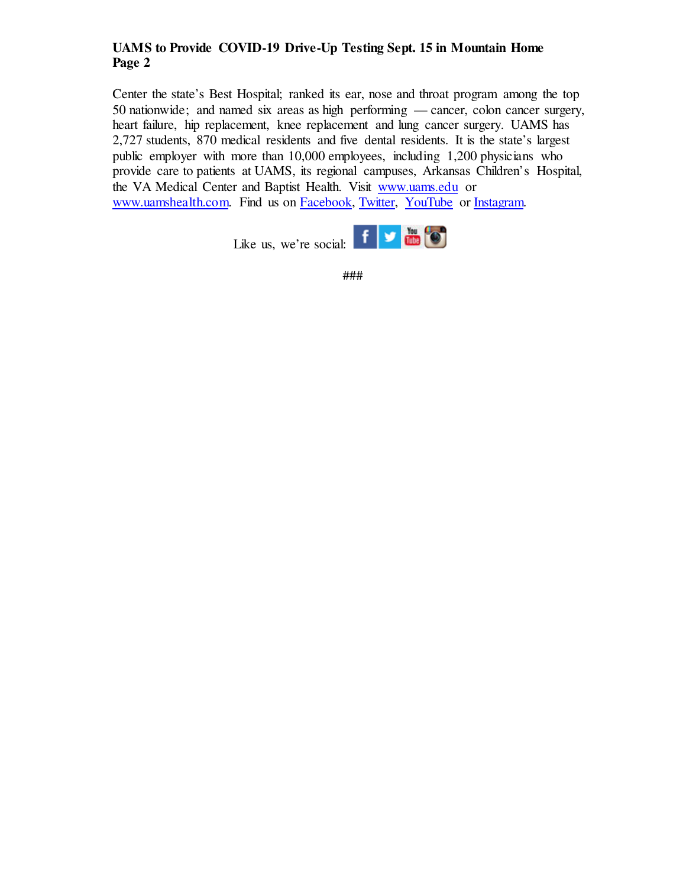Center the state's Best Hospital; ranked its ear, nose and throat program among the top 50 nationwide; and named six areas as high performing — cancer, colon cancer surgery, heart failure, hip replacement, knee replacement and lung cancer surgery. UAMS has 2,727 students, 870 medical residents and five dental residents. It is the state's largest public employer with more than 10,000 employees, including 1,200 physicians who provide care to patients at UAMS, its regional campuses, Arkansas Children's Hospital, the VA Medical Center and Baptist Health. Visit [www.uams.edu](http://www.uams.edu) or [www.uamshealth.com](http://www.uamshealth.com). Find us on Facebook, Twitter, YouTube or Instagram.

Like us, we're social:

###